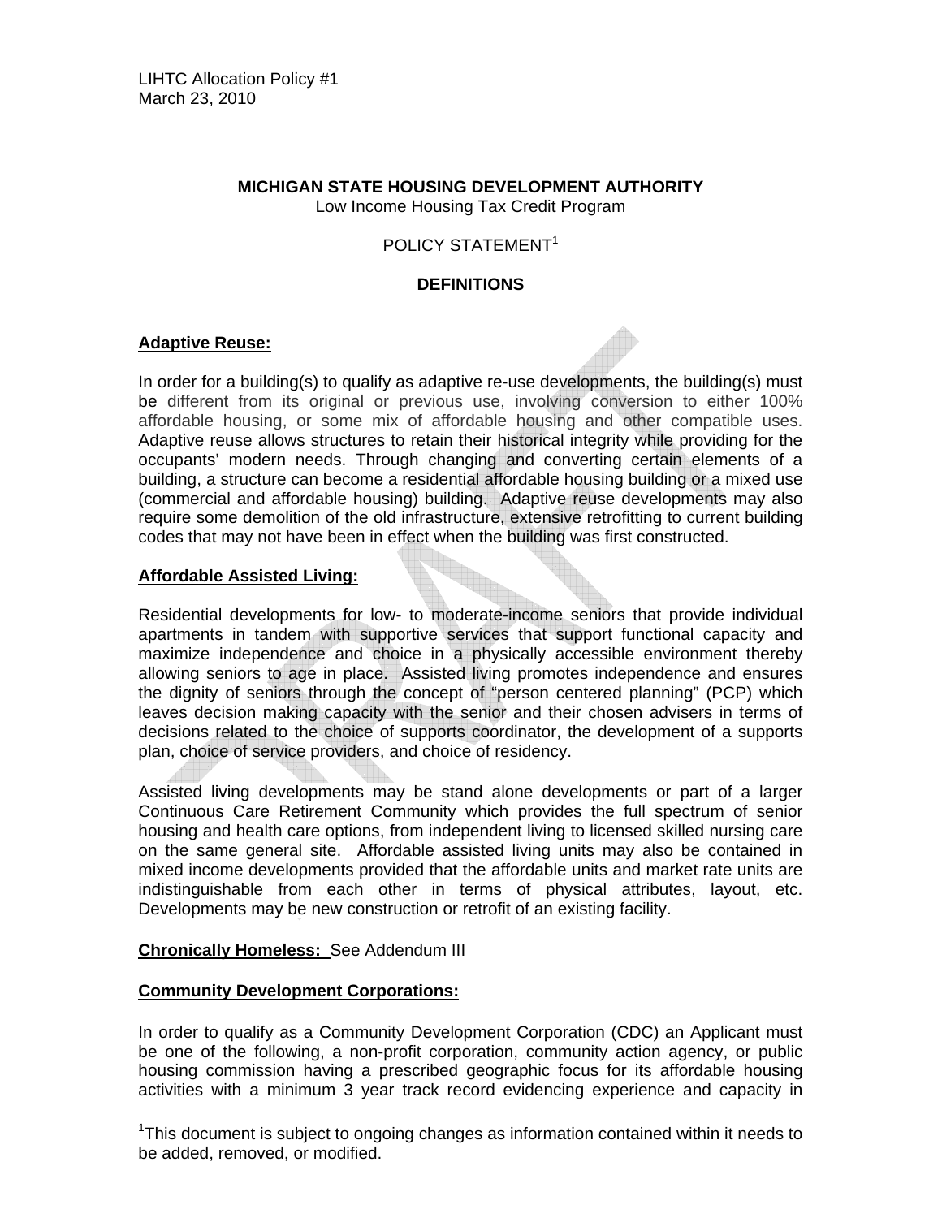LIHTC Allocation Policy #1
March 23, 2010

**MICHIGAN STATE HOUSING DEVELOPMENT AUTHORITY**
Low Income Housing Tax Credit Program

POLICY STATEMENT[1]

## DEFINITIONS

**Adaptive Reuse:**

In order for a building(s) to qualify as adaptive re-use developments, the building(s) must be different from its original or previous use, involving conversion to either 100% affordable housing, or some mix of affordable housing and other compatible uses. Adaptive reuse allows structures to retain their historical integrity while providing for the occupants' modern needs. Through changing and converting certain elements of a building, a structure can become a residential affordable housing building or a mixed use (commercial and affordable housing) building. Adaptive reuse developments may also require some demolition of the old infrastructure, extensive retrofitting to current building codes that may not have been in effect when the building was first constructed.

**Affordable Assisted Living:**

Residential developments for low- to moderate-income seniors that provide individual apartments in tandem with supportive services that support functional capacity and maximize independence and choice in a physically accessible environment thereby allowing seniors to age in place. Assisted living promotes independence and ensures the dignity of seniors through the concept of "person centered planning" (PCP) which leaves decision making capacity with the senior and their chosen advisers in terms of decisions related to the choice of supports coordinator, the development of a supports plan, choice of service providers, and choice of residency.

Assisted living developments may be stand alone developments or part of a larger Continuous Care Retirement Community which provides the full spectrum of senior housing and health care options, from independent living to licensed skilled nursing care on the same general site. Affordable assisted living units may also be contained in mixed income developments provided that the affordable units and market rate units are indistinguishable from each other in terms of physical attributes, layout, etc. Developments may be new construction or retrofit of an existing facility.

**Chronically Homeless:** See Addendum III

**Community Development Corporations:**

In order to qualify as a Community Development Corporation (CDC) an Applicant must be one of the following, a non-profit corporation, community action agency, or public housing commission having a prescribed geographic focus for its affordable housing activities with a minimum 3 year track record evidencing experience and capacity in

[1]This document is subject to ongoing changes as information contained within it needs to be added, removed, or modified.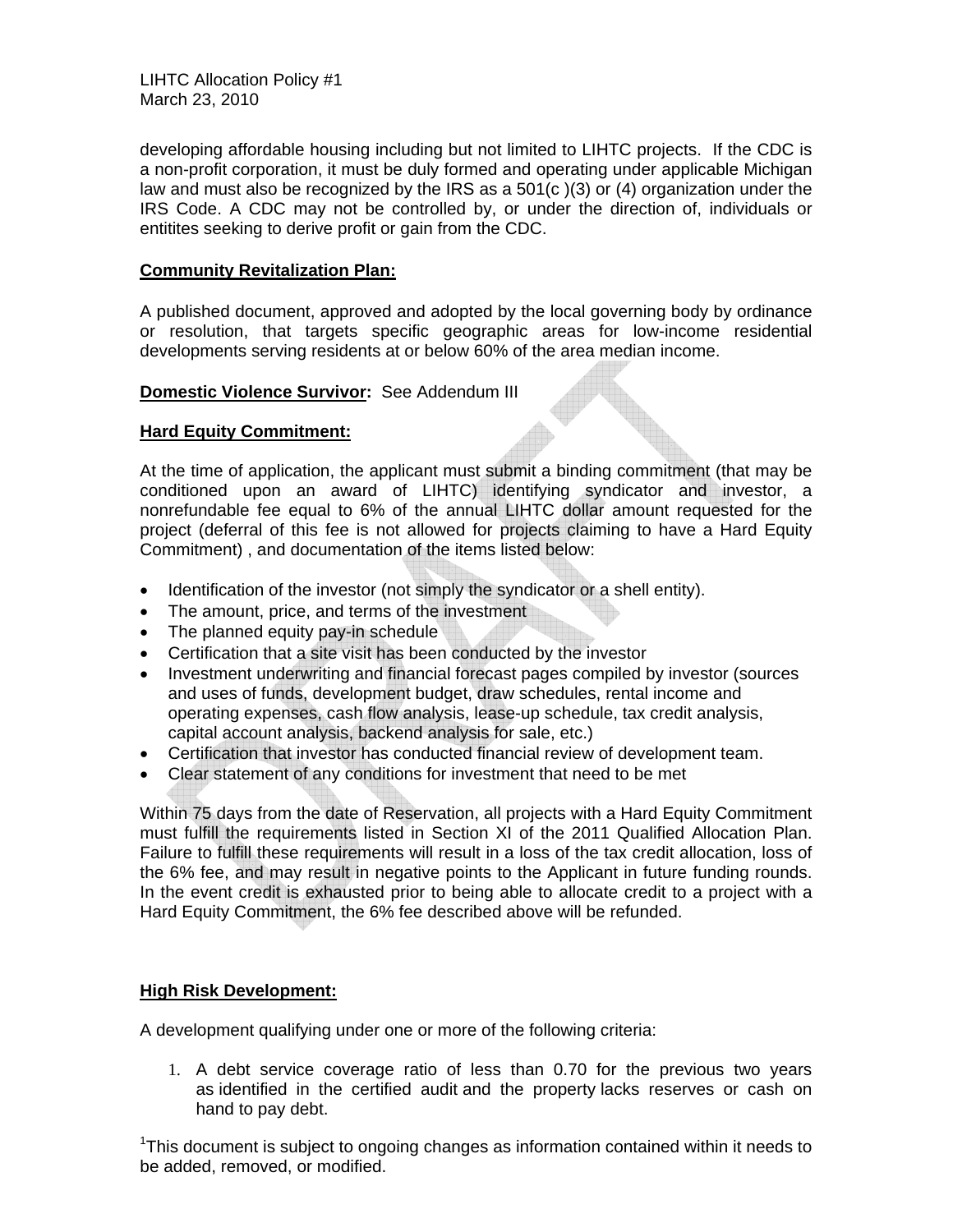developing affordable housing including but not limited to LIHTC projects. If the CDC is a non-profit corporation, it must be duly formed and operating under applicable Michigan law and must also be recognized by the IRS as a 501(c )(3) or (4) organization under the IRS Code. A CDC may not be controlled by, or under the direction of, individuals or entitites seeking to derive profit or gain from the CDC.

**Community Revitalization Plan:**

A published document, approved and adopted by the local governing body by ordinance or resolution, that targets specific geographic areas for low-income residential developments serving residents at or below 60% of the area median income.

**Domestic Violence Survivor:** See Addendum III

**Hard Equity Commitment:**

At the time of application, the applicant must submit a binding commitment (that may be conditioned upon an award of LIHTC) identifying syndicator and investor, a nonrefundable fee equal to 6% of the annual LIHTC dollar amount requested for the project (deferral of this fee is not allowed for projects claiming to have a Hard Equity Commitment) , and documentation of the items listed below:

- Identification of the investor (not simply the syndicator or a shell entity).
- The amount, price, and terms of the investment
- The planned equity pay-in schedule
- Certification that a site visit has been conducted by the investor
- Investment underwriting and financial forecast pages compiled by investor (sources and uses of funds, development budget, draw schedules, rental income and operating expenses, cash flow analysis, lease-up schedule, tax credit analysis, capital account analysis, backend analysis for sale, etc.)
- Certification that investor has conducted financial review of development team.
- Clear statement of any conditions for investment that need to be met

Within 75 days from the date of Reservation, all projects with a Hard Equity Commitment must fulfill the requirements listed in Section XI of the 2011 Qualified Allocation Plan. Failure to fulfill these requirements will result in a loss of the tax credit allocation, loss of the 6% fee, and may result in negative points to the Applicant in future funding rounds. In the event credit is exhausted prior to being able to allocate credit to a project with a Hard Equity Commitment, the 6% fee described above will be refunded.

**High Risk Development:**

A development qualifying under one or more of the following criteria:

1. A debt service coverage ratio of less than 0.70 for the previous two years as identified in the certified audit and the property lacks reserves or cash on hand to pay debt.

[1]This document is subject to ongoing changes as information contained within it needs to be added, removed, or modified.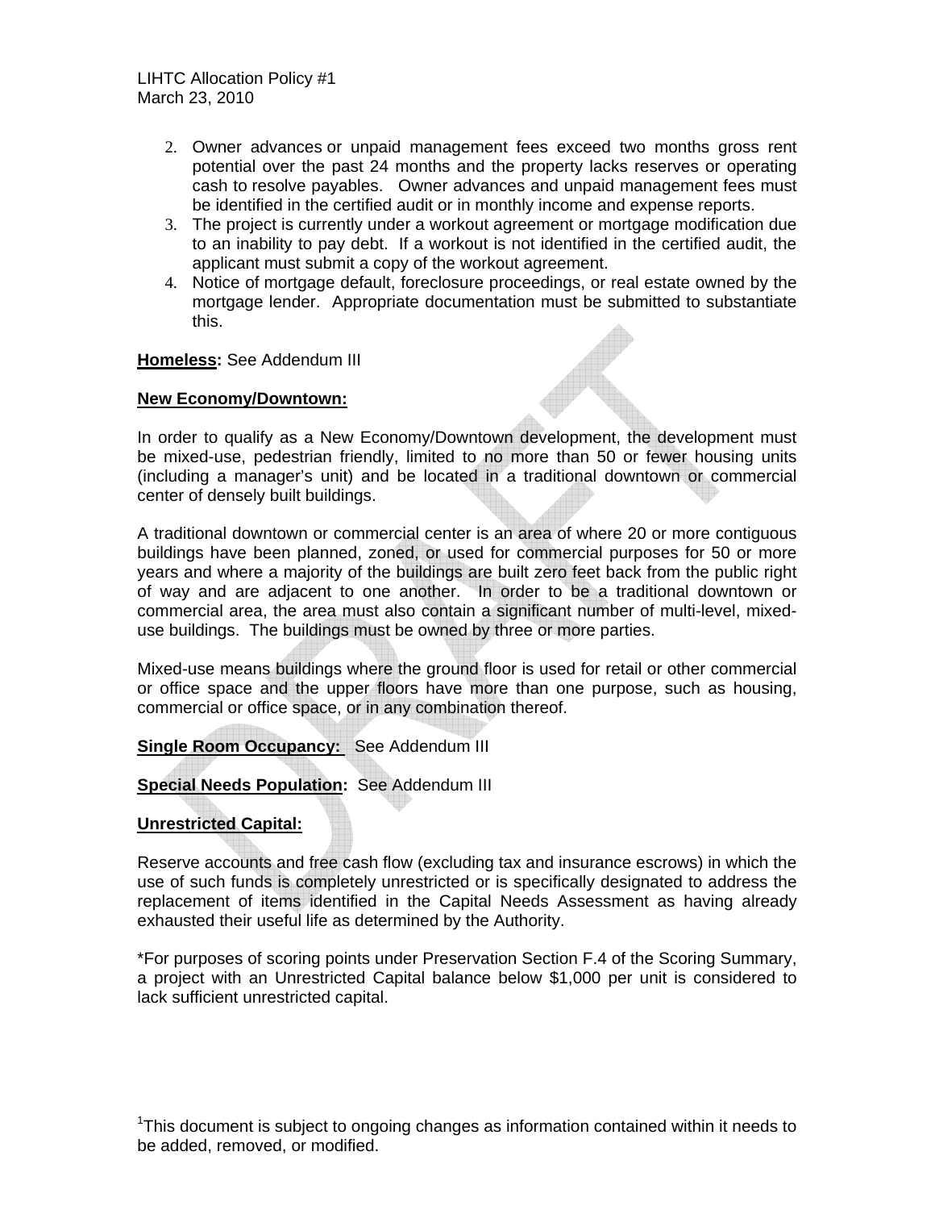2. Owner advances or unpaid management fees exceed two months gross rent potential over the past 24 months and the property lacks reserves or operating cash to resolve payables. Owner advances and unpaid management fees must be identified in the certified audit or in monthly income and expense reports.
3. The project is currently under a workout agreement or mortgage modification due to an inability to pay debt. If a workout is not identified in the certified audit, the applicant must submit a copy of the workout agreement.
4. Notice of mortgage default, foreclosure proceedings, or real estate owned by the mortgage lender. Appropriate documentation must be submitted to substantiate this.

**<u>Homeless</u>:** See Addendum III

**<u>New Economy/Downtown:</u>**

In order to qualify as a New Economy/Downtown development, the development must be mixed-use, pedestrian friendly, limited to no more than 50 or fewer housing units (including a manager's unit) and be located in a traditional downtown or commercial center of densely built buildings.

A traditional downtown or commercial center is an area of where 20 or more contiguous buildings have been planned, zoned, or used for commercial purposes for 50 or more years and where a majority of the buildings are built zero feet back from the public right of way and are adjacent to one another. In order to be a traditional downtown or commercial area, the area must also contain a significant number of multi-level, mixed-use buildings. The buildings must be owned by three or more parties.

Mixed-use means buildings where the ground floor is used for retail or other commercial or office space and the upper floors have more than one purpose, such as housing, commercial or office space, or in any combination thereof.

**<u>Single Room Occupancy:</u>** See Addendum III

**<u>Special Needs Population</u>:** See Addendum III

**<u>Unrestricted Capital:</u>**

Reserve accounts and free cash flow (excluding tax and insurance escrows) in which the use of such funds is completely unrestricted or is specifically designated to address the replacement of items identified in the Capital Needs Assessment as having already exhausted their useful life as determined by the Authority.

*For purposes of scoring points under Preservation Section F.4 of the Scoring Summary, a project with an Unrestricted Capital balance below $1,000 per unit is considered to lack sufficient unrestricted capital.

[1]This document is subject to ongoing changes as information contained within it needs to be added, removed, or modified.